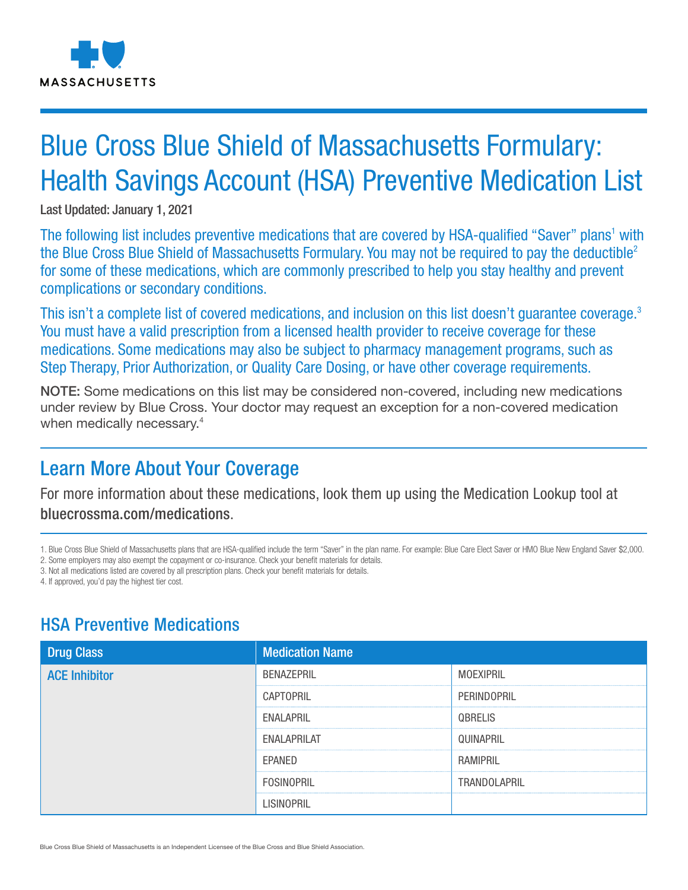MASSACHUSETTS

# Blue Cross Blue Shield of Massachusetts Formulary: Health Savings Account (HSA) Preventive Medication List

**Last Updated: January 1, 2021**

The following list includes preventive medications that are covered by HSA-qualified “Saver” plans[1] with the Blue Cross Blue Shield of Massachusetts Formulary. You may not be required to pay the deductible[2] for some of these medications, which are commonly prescribed to help you stay healthy and prevent complications or secondary conditions.

This isn’t a complete list of covered medications, and inclusion on this list doesn’t guarantee coverage.[3] You must have a valid prescription from a licensed health provider to receive coverage for these medications. Some medications may also be subject to pharmacy management programs, such as Step Therapy, Prior Authorization, or Quality Care Dosing, or have other coverage requirements.

**NOTE:** Some medications on this list may be considered non-covered, including new medications under review by Blue Cross. Your doctor may request an exception for a non-covered medication when medically necessary.[4]

## Learn More About Your Coverage

For more information about these medications, look them up using the Medication Lookup tool at bluecrossma.com/medications.

1. Blue Cross Blue Shield of Massachusetts plans that are HSA-qualified include the term “Saver” in the plan name. For example: Blue Care Elect Saver or HMO Blue New England Saver $2,000.
2. Some employers may also exempt the copayment or co-insurance. Check your benefit materials for details.
3. Not all medications listed are covered by all prescription plans. Check your benefit materials for details.
4. If approved, you’d pay the highest tier cost.

## HSA Preventive Medications

| Drug Class | Medication Name | |
|---|---|---|
| ACE Inhibitor | BENAZEPRIL | MOEXIPRIL |
| | CAPTOPRIL | PERINDOPRIL |
| | ENALAPRIL | QBRELIS |
| | ENALAPRILAT | QUINAPRIL |
| | EPANED | RAMIPRIL |
| | FOSINOPRIL | TRANDOLAPRIL |
| | LISINOPRIL | |

Blue Cross Blue Shield of Massachusetts is an Independent Licensee of the Blue Cross and Blue Shield Association.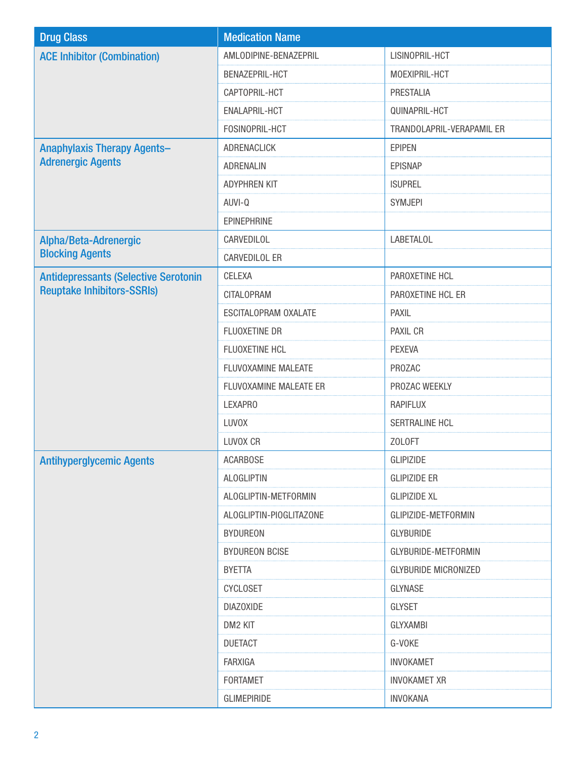| Drug Class | Medication Name | |
|---|---|---|
| ACE Inhibitor (Combination) | AMLODIPINE-BENAZEPRIL | LISINOPRIL-HCT |
| | BENAZEPRIL-HCT | MOEXIPRIL-HCT |
| | CAPTOPRIL-HCT | PRESTALIA |
| | ENALAPRIL-HCT | QUINAPRIL-HCT |
| | FOSINOPRIL-HCT | TRANDOLAPRIL-VERAPAMIL ER |
| Anaphylaxis Therapy Agents–Adrenergic Agents | ADRENACLICK | EPIPEN |
| | ADRENALIN | EPISNAP |
| | ADYPHREN KIT | ISUPREL |
| | AUVI-Q | SYMJEPI |
| | EPINEPHRINE | |
| Alpha/Beta-Adrenergic Blocking Agents | CARVEDILOL | LABETALOL |
| | CARVEDILOL ER | |
| Antidepressants (Selective Serotonin Reuptake Inhibitors-SSRIs) | CELEXA | PAROXETINE HCL |
| | CITALOPRAM | PAROXETINE HCL ER |
| | ESCITALOPRAM OXALATE | PAXIL |
| | FLUOXETINE DR | PAXIL CR |
| | FLUOXETINE HCL | PEXEVA |
| | FLUVOXAMINE MALEATE | PROZAC |
| | FLUVOXAMINE MALEATE ER | PROZAC WEEKLY |
| | LEXAPRO | RAPIFLUX |
| | LUVOX | SERTRALINE HCL |
| | LUVOX CR | ZOLOFT |
| Antihyperglycemic Agents | ACARBOSE | GLIPIZIDE |
| | ALOGLIPTIN | GLIPIZIDE ER |
| | ALOGLIPTIN-METFORMIN | GLIPIZIDE XL |
| | ALOGLIPTIN-PIOGLITAZONE | GLIPIZIDE-METFORMIN |
| | BYDUREON | GLYBURIDE |
| | BYDUREON BCISE | GLYBURIDE-METFORMIN |
| | BYETTA | GLYBURIDE MICRONIZED |
| | CYCLOSET | GLYNASE |
| | DIAZOXIDE | GLYSET |
| | DM2 KIT | GLYXAMBI |
| | DUETACT | G-VOKE |
| | FARXIGA | INVOKAMET |
| | FORTAMET | INVOKAMET XR |
| | GLIMEPIRIDE | INVOKANA |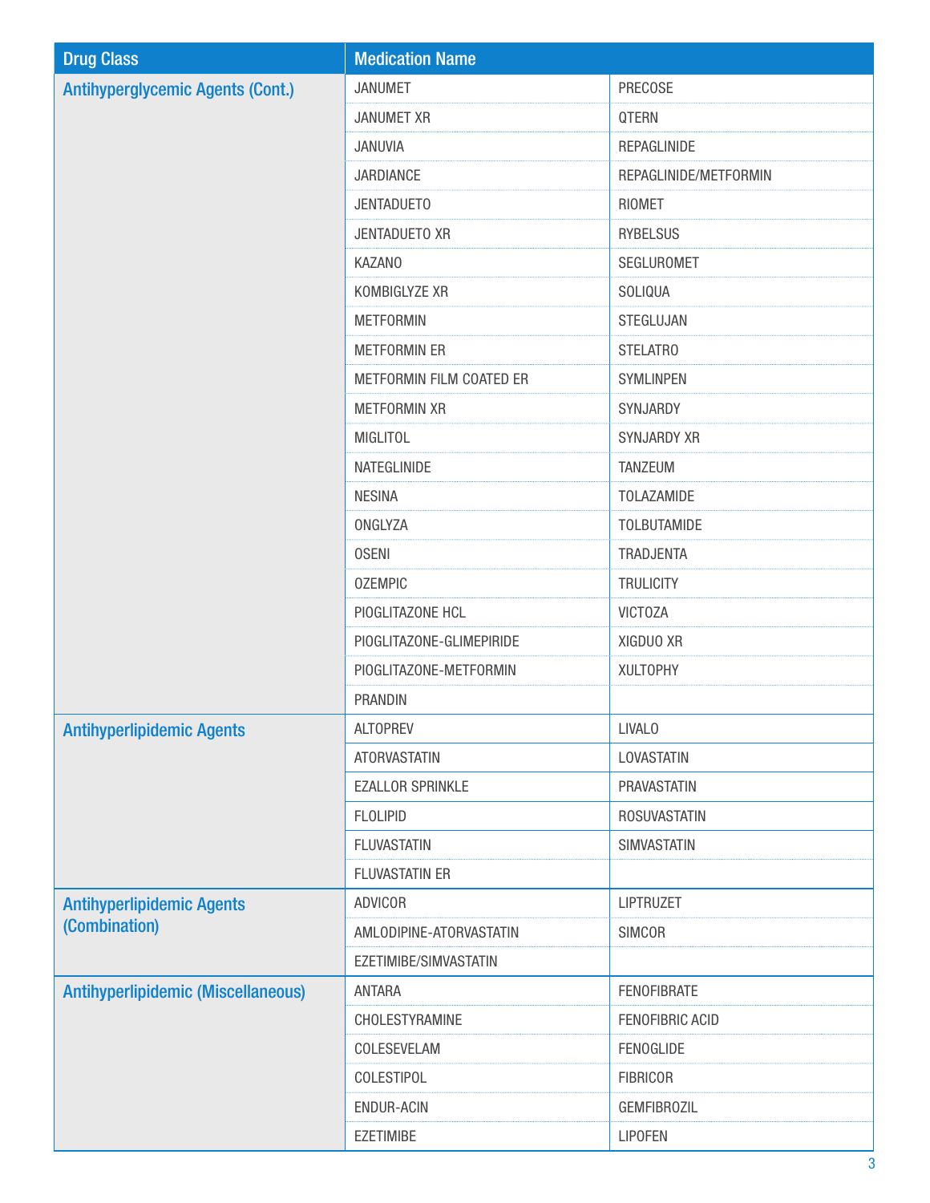| Drug Class | Medication Name | |
|---|---|---|
| Antihyperglycemic Agents (Cont.) | JANUMET | PRECOSE |
| | JANUMET XR | QTERN |
| | JANUVIA | REPAGLINIDE |
| | JARDIANCE | REPAGLINIDE/METFORMIN |
| | JENTADUETO | RIOMET |
| | JENTADUETO XR | RYBELSUS |
| | KAZANO | SEGLUROMET |
| | KOMBIGLYZE XR | SOLIQUA |
| | METFORMIN | STEGLUJAN |
| | METFORMIN ER | STELATRO |
| | METFORMIN FILM COATED ER | SYMLINPEN |
| | METFORMIN XR | SYNJARDY |
| | MIGLITOL | SYNJARDY XR |
| | NATEGLINIDE | TANZEUM |
| | NESINA | TOLAZAMIDE |
| | ONGLYZA | TOLBUTAMIDE |
| | OSENI | TRADJENTA |
| | OZEMPIC | TRULICITY |
| | PIOGLITAZONE HCL | VICTOZA |
| | PIOGLITAZONE-GLIMEPIRIDE | XIGDUO XR |
| | PIOGLITAZONE-METFORMIN | XULTOPHY |
| | PRANDIN | |
| Antihyperlipidemic Agents | ALTOPREV | LIVALO |
| | ATORVASTATIN | LOVASTATIN |
| | EZALLOR SPRINKLE | PRAVASTATIN |
| | FLOLIPID | ROSUVASTATIN |
| | FLUVASTATIN | SIMVASTATIN |
| | FLUVASTATIN ER | |
| Antihyperlipidemic Agents (Combination) | ADVICOR | LIPTRUZET |
| | AMLODIPINE-ATORVASTATIN | SIMCOR |
| | EZETIMIBE/SIMVASTATIN | |
| Antihyperlipidemic (Miscellaneous) | ANTARA | FENOFIBRATE |
| | CHOLESTYRAMINE | FENOFIBRIC ACID |
| | COLESEVELAM | FENOGLIDE |
| | COLESTIPOL | FIBRICOR |
| | ENDUR-ACIN | GEMFIBROZIL |
| | EZETIMIBE | LIPOFEN |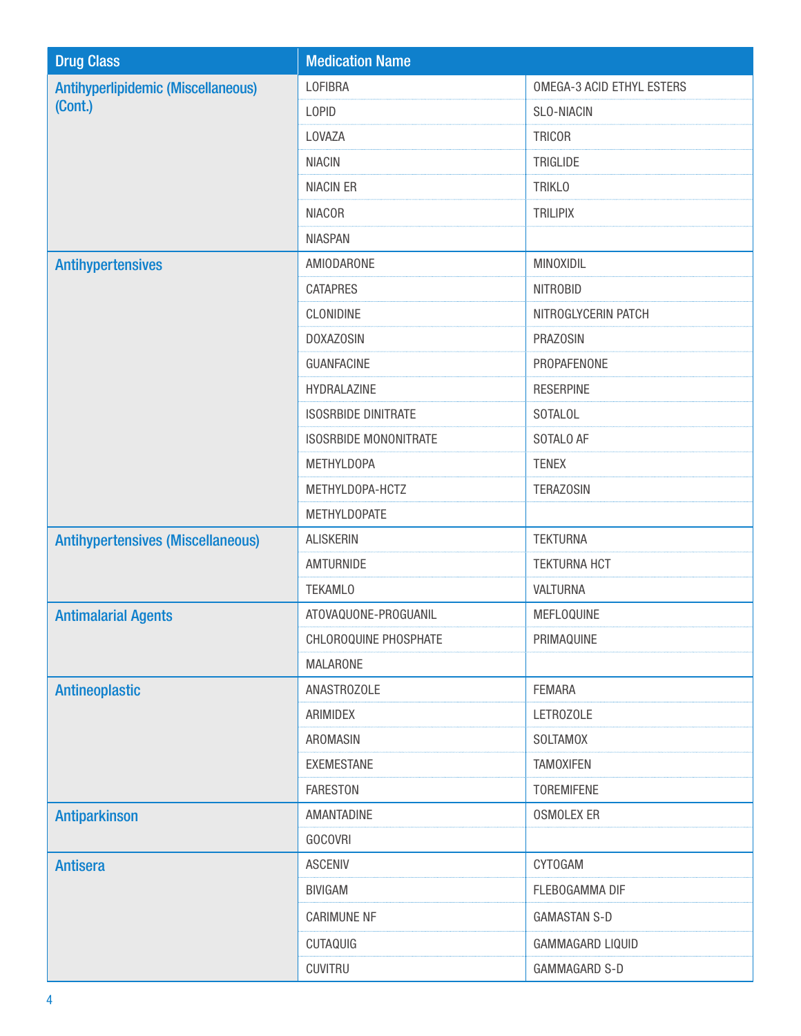| Drug Class | Medication Name | |
|---|---|---|
| Antihyperlipidemic (Miscellaneous) (Cont.) | LOFIBRA | OMEGA-3 ACID ETHYL ESTERS |
| | LOPID | SLO-NIACIN |
| | LOVAZA | TRICOR |
| | NIACIN | TRIGLIDE |
| | NIACIN ER | TRIKLO |
| | NIACOR | TRILIPIX |
| | NIASPAN | |
| Antihypertensives | AMIODARONE | MINOXIDIL |
| | CATAPRES | NITROBID |
| | CLONIDINE | NITROGLYCERIN PATCH |
| | DOXAZOSIN | PRAZOSIN |
| | GUANFACINE | PROPAFENONE |
| | HYDRALAZINE | RESERPINE |
| | ISOSRBIDE DINITRATE | SOTALOL |
| | ISOSRBIDE MONONITRATE | SOTALO AF |
| | METHYLDOPA | TENEX |
| | METHYLDOPA-HCTZ | TERAZOSIN |
| | METHYLDOPATE | |
| Antihypertensives (Miscellaneous) | ALISKERIN | TEKTURNA |
| | AMTURNIDE | TEKTURNA HCT |
| | TEKAMLO | VALTURNA |
| Antimalarial Agents | ATOVAQUONE-PROGUANIL | MEFLOQUINE |
| | CHLOROQUINE PHOSPHATE | PRIMAQUINE |
| | MALARONE | |
| Antineoplastic | ANASTROZOLE | FEMARA |
| | ARIMIDEX | LETROZOLE |
| | AROMASIN | SOLTAMOX |
| | EXEMESTANE | TAMOXIFEN |
| | FARESTON | TOREMIFENE |
| Antiparkinson | AMANTADINE | OSMOLEX ER |
| | GOCOVRI | |
| Antisera | ASCENIV | CYTOGAM |
| | BIVIGAM | FLEBOGAMMA DIF |
| | CARIMUNE NF | GAMASTAN S-D |
| | CUTAQUIG | GAMMAGARD LIQUID |
| | CUVITRU | GAMMAGARD S-D |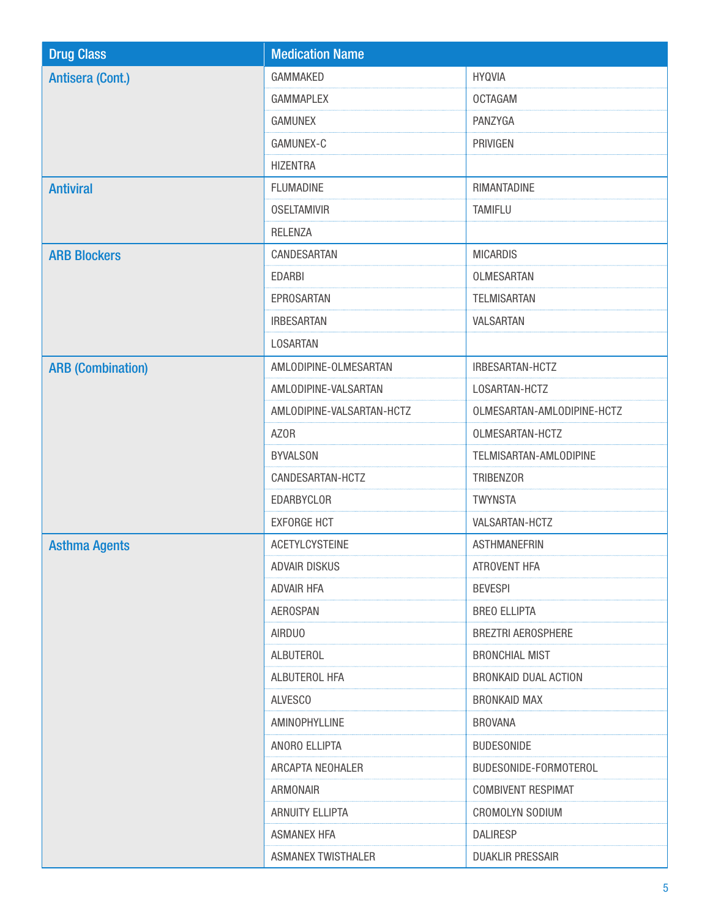| Drug Class | Medication Name | |
|---|---|---|
| Antisera (Cont.) | GAMMAKED | HYQVIA |
| | GAMMAPLEX | OCTAGAM |
| | GAMUNEX | PANZYGA |
| | GAMUNEX-C | PRIVIGEN |
| | HIZENTRA | |
| Antiviral | FLUMADINE | RIMANTADINE |
| | OSELTAMIVIR | TAMIFLU |
| | RELENZA | |
| ARB Blockers | CANDESARTAN | MICARDIS |
| | EDARBI | OLMESARTAN |
| | EPROSARTAN | TELMISARTAN |
| | IRBESARTAN | VALSARTAN |
| | LOSARTAN | |
| ARB (Combination) | AMLODIPINE-OLMESARTAN | IRBESARTAN-HCTZ |
| | AMLODIPINE-VALSARTAN | LOSARTAN-HCTZ |
| | AMLODIPINE-VALSARTAN-HCTZ | OLMESARTAN-AMLODIPINE-HCTZ |
| | AZOR | OLMESARTAN-HCTZ |
| | BYVALSON | TELMISARTAN-AMLODIPINE |
| | CANDESARTAN-HCTZ | TRIBENZOR |
| | EDARBYCLOR | TWYNSTA |
| | EXFORGE HCT | VALSARTAN-HCTZ |
| Asthma Agents | ACETYLCYSTEINE | ASTHMANEFRIN |
| | ADVAIR DISKUS | ATROVENT HFA |
| | ADVAIR HFA | BEVESPI |
| | AEROSPAN | BREO ELLIPTA |
| | AIRDUO | BREZTRI AEROSPHERE |
| | ALBUTEROL | BRONCHIAL MIST |
| | ALBUTEROL HFA | BRONKAID DUAL ACTION |
| | ALVESCO | BRONKAID MAX |
| | AMINOPHYLLINE | BROVANA |
| | ANORO ELLIPTA | BUDESONIDE |
| | ARCAPTA NEOHALER | BUDESONIDE-FORMOTEROL |
| | ARMONAIR | COMBIVENT RESPIMAT |
| | ARNUITY ELLIPTA | CROMOLYN SODIUM |
| | ASMANEX HFA | DALIRESP |
| | ASMANEX TWISTHALER | DUAKLIR PRESSAIR |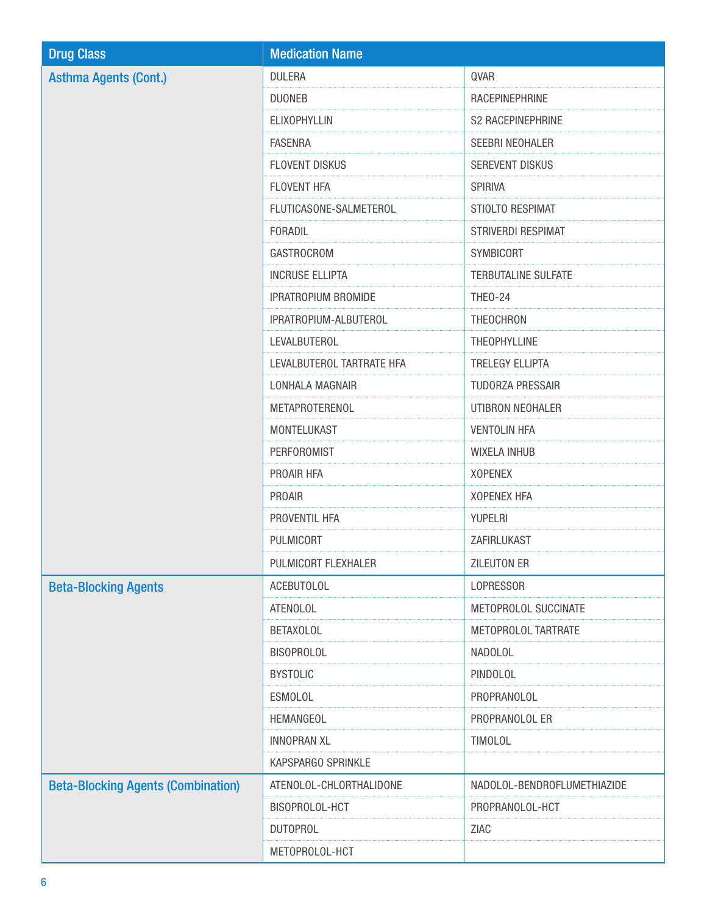| Drug Class | Medication Name | |
| --- | --- | --- |
| Asthma Agents (Cont.) | DULERA | QVAR |
| | DUONEB | RACEPINEPHRINE |
| | ELIXOPHYLLIN | S2 RACEPINEPHRINE |
| | FASENRA | SEEBRI NEOHALER |
| | FLOVENT DISKUS | SEREVENT DISKUS |
| | FLOVENT HFA | SPIRIVA |
| | FLUTICASONE-SALMETEROL | STIOLTO RESPIMAT |
| | FORADIL | STRIVERDI RESPIMAT |
| | GASTROCROM | SYMBICORT |
| | INCRUSE ELLIPTA | TERBUTALINE SULFATE |
| | IPRATROPIUM BROMIDE | THEO-24 |
| | IPRATROPIUM-ALBUTEROL | THEOCHRON |
| | LEVALBUTEROL | THEOPHYLLINE |
| | LEVALBUTEROL TARTRATE HFA | TRELEGY ELLIPTA |
| | LONHALA MAGNAIR | TUDORZA PRESSAIR |
| | METAPROTERENOL | UTIBRON NEOHALER |
| | MONTELUKAST | VENTOLIN HFA |
| | PERFOROMIST | WIXELA INHUB |
| | PROAIR HFA | XOPENEX |
| | PROAIR | XOPENEX HFA |
| | PROVENTIL HFA | YUPELRI |
| | PULMICORT | ZAFIRLUKAST |
| | PULMICORT FLEXHALER | ZILEUTON ER |
| Beta-Blocking Agents | ACEBUTOLOL | LOPRESSOR |
| | ATENOLOL | METOPROLOL SUCCINATE |
| | BETAXOLOL | METOPROLOL TARTRATE |
| | BISOPROLOL | NADOLOL |
| | BYSTOLIC | PINDOLOL |
| | ESMOLOL | PROPRANOLOL |
| | HEMANGEOL | PROPRANOLOL ER |
| | INNOPRAN XL | TIMOLOL |
| | KAPSPARGO SPRINKLE | |
| Beta-Blocking Agents (Combination) | ATENOLOL-CHLORTHALIDONE | NADOLOL-BENDROFLUMETHIAZIDE |
| | BISOPROLOL-HCT | PROPRANOLOL-HCT |
| | DUTOPROL | ZIAC |
| | METOPROLOL-HCT | |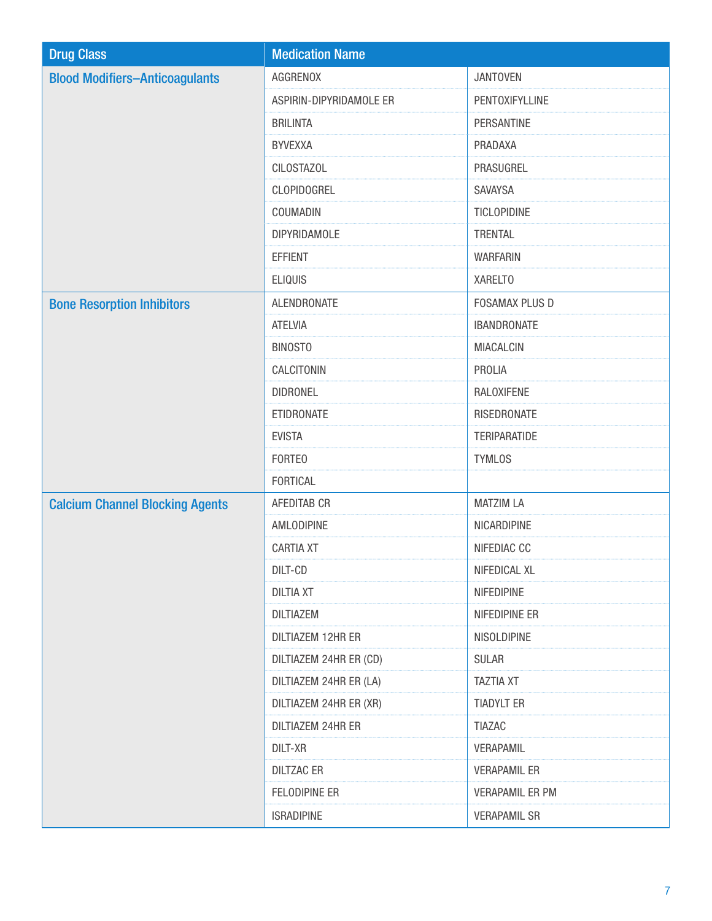| Drug Class | Medication Name | |
|---|---|---|
| Blood Modifiers–Anticoagulants | AGGRENOX | JANTOVEN |
| | ASPIRIN-DIPYRIDAMOLE ER | PENTOXIFYLLINE |
| | BRILINTA | PERSANTINE |
| | BYVEXXA | PRADAXA |
| | CILOSTAZOL | PRASUGREL |
| | CLOPIDOGREL | SAVAYSA |
| | COUMADIN | TICLOPIDINE |
| | DIPYRIDAMOLE | TRENTAL |
| | EFFIENT | WARFARIN |
| | ELIQUIS | XARELTO |
| Bone Resorption Inhibitors | ALENDRONATE | FOSAMAX PLUS D |
| | ATELVIA | IBANDRONATE |
| | BINOSTO | MIACALCIN |
| | CALCITONIN | PROLIA |
| | DIDRONEL | RALOXIFENE |
| | ETIDRONATE | RISEDRONATE |
| | EVISTA | TERIPARATIDE |
| | FORTEO | TYMLOS |
| | FORTICAL | |
| Calcium Channel Blocking Agents | AFEDITAB CR | MATZIM LA |
| | AMLODIPINE | NICARDIPINE |
| | CARTIA XT | NIFEDIAC CC |
| | DILT-CD | NIFEDICAL XL |
| | DILTIA XT | NIFEDIPINE |
| | DILTIAZEM | NIFEDIPINE ER |
| | DILTIAZEM 12HR ER | NISOLDIPINE |
| | DILTIAZEM 24HR ER (CD) | SULAR |
| | DILTIAZEM 24HR ER (LA) | TAZTIA XT |
| | DILTIAZEM 24HR ER (XR) | TIADYLT ER |
| | DILTIAZEM 24HR ER | TIAZAC |
| | DILT-XR | VERAPAMIL |
| | DILTZAC ER | VERAPAMIL ER |
| | FELODIPINE ER | VERAPAMIL ER PM |
| | ISRADIPINE | VERAPAMIL SR |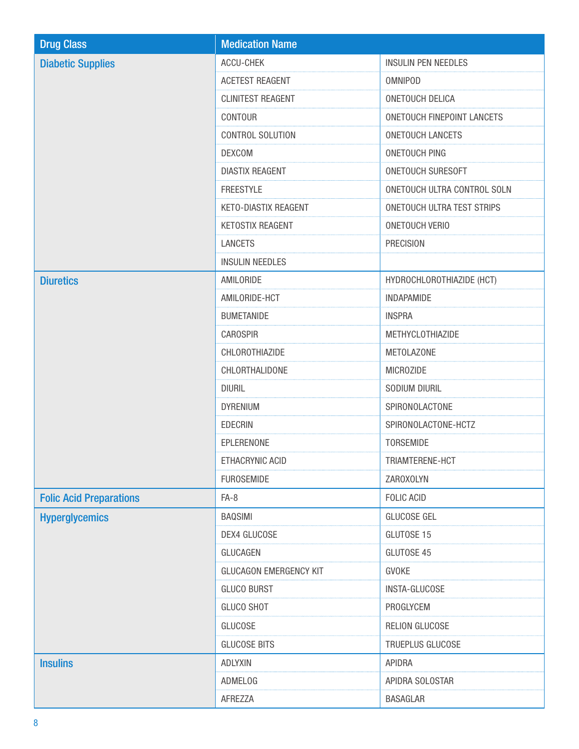| Drug Class | Medication Name | |
|---|---|---|
| Diabetic Supplies | ACCU-CHEK | INSULIN PEN NEEDLES |
| | ACETEST REAGENT | OMNIPOD |
| | CLINITEST REAGENT | ONETOUCH DELICA |
| | CONTOUR | ONETOUCH FINEPOINT LANCETS |
| | CONTROL SOLUTION | ONETOUCH LANCETS |
| | DEXCOM | ONETOUCH PING |
| | DIASTIX REAGENT | ONETOUCH SURESOFT |
| | FREESTYLE | ONETOUCH ULTRA CONTROL SOLN |
| | KETO-DIASTIX REAGENT | ONETOUCH ULTRA TEST STRIPS |
| | KETOSTIX REAGENT | ONETOUCH VERIO |
| | LANCETS | PRECISION |
| | INSULIN NEEDLES | |
| Diuretics | AMILORIDE | HYDROCHLOROTHIAZIDE (HCT) |
| | AMILORIDE-HCT | INDAPAMIDE |
| | BUMETANIDE | INSPRA |
| | CAROSPIR | METHYCLOTHIAZIDE |
| | CHLOROTHIAZIDE | METOLAZONE |
| | CHLORTHALIDONE | MICROZIDE |
| | DIURIL | SODIUM DIURIL |
| | DYRENIUM | SPIRONOLACTONE |
| | EDECRIN | SPIRONOLACTONE-HCTZ |
| | EPLERENONE | TORSEMIDE |
| | ETHACRYNIC ACID | TRIAMTERENE-HCT |
| | FUROSEMIDE | ZAROXOLYN |
| Folic Acid Preparations | FA-8 | FOLIC ACID |
| Hyperglycemics | BAQSIMI | GLUCOSE GEL |
| | DEX4 GLUCOSE | GLUTOSE 15 |
| | GLUCAGEN | GLUTOSE 45 |
| | GLUCAGON EMERGENCY KIT | GVOKE |
| | GLUCO BURST | INSTA-GLUCOSE |
| | GLUCO SHOT | PROGLYCEM |
| | GLUCOSE | RELION GLUCOSE |
| | GLUCOSE BITS | TRUEPLUS GLUCOSE |
| Insulins | ADLYXIN | APIDRA |
| | ADMELOG | APIDRA SOLOSTAR |
| | AFREZZA | BASAGLAR |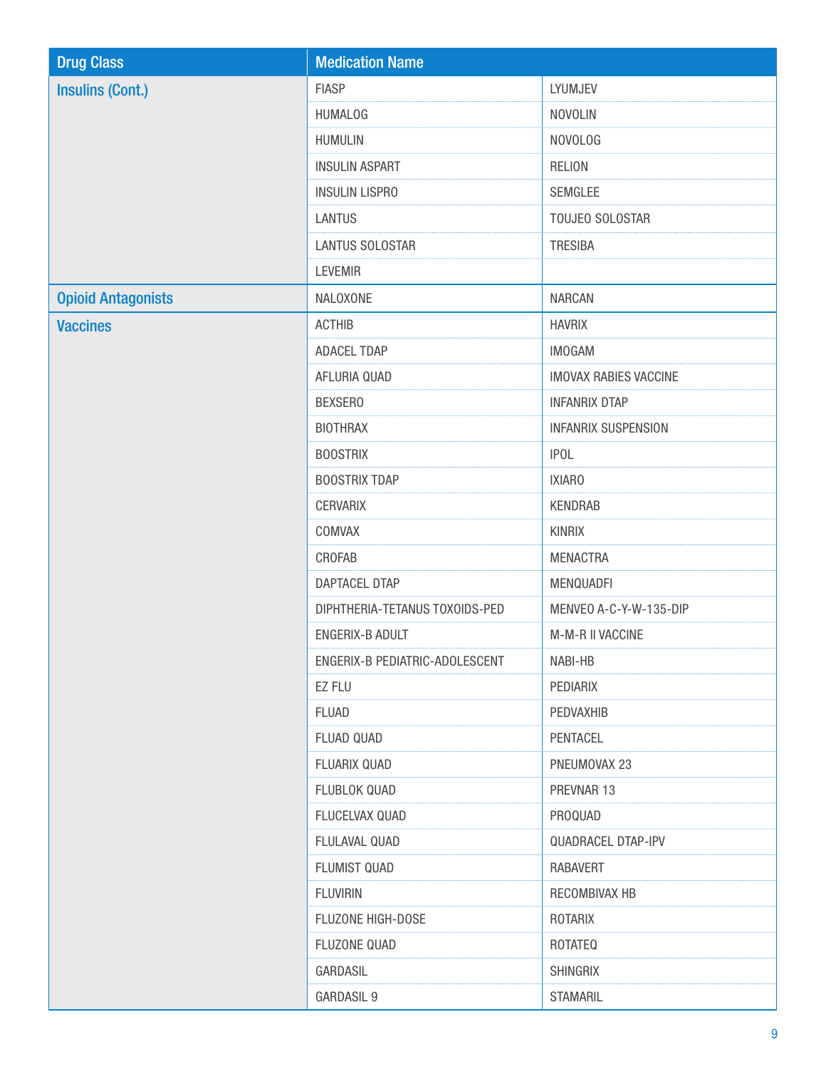| Drug Class | Medication Name | |
|---|---|---|
| Insulins (Cont.) | FIASP | LYUMJEV |
| | HUMALOG | NOVOLIN |
| | HUMULIN | NOVOLOG |
| | INSULIN ASPART | RELION |
| | INSULIN LISPRO | SEMGLEE |
| | LANTUS | TOUJEO SOLOSTAR |
| | LANTUS SOLOSTAR | TRESIBA |
| | LEVEMIR | |
| Opioid Antagonists | NALOXONE | NARCAN |
| Vaccines | ACTHIB | HAVRIX |
| | ADACEL TDAP | IMOGAM |
| | AFLURIA QUAD | IMOVAX RABIES VACCINE |
| | BEXSERO | INFANRIX DTAP |
| | BIOTHRAX | INFANRIX SUSPENSION |
| | BOOSTRIX | IPOL |
| | BOOSTRIX TDAP | IXIARO |
| | CERVARIX | KENDRAB |
| | COMVAX | KINRIX |
| | CROFAB | MENACTRA |
| | DAPTACEL DTAP | MENQUADFI |
| | DIPHTHERIA-TETANUS TOXOIDS-PED | MENVEO A-C-Y-W-135-DIP |
| | ENGERIX-B ADULT | M-M-R II VACCINE |
| | ENGERIX-B PEDIATRIC-ADOLESCENT | NABI-HB |
| | EZ FLU | PEDIARIX |
| | FLUAD | PEDVAXHIB |
| | FLUAD QUAD | PENTACEL |
| | FLUARIX QUAD | PNEUMOVAX 23 |
| | FLUBLOK QUAD | PREVNAR 13 |
| | FLUCELVAX QUAD | PROQUAD |
| | FLULAVAL QUAD | QUADRACEL DTAP-IPV |
| | FLUMIST QUAD | RABAVERT |
| | FLUVIRIN | RECOMBIVAX HB |
| | FLUZONE HIGH-DOSE | ROTARIX |
| | FLUZONE QUAD | ROTATEQ |
| | GARDASIL | SHINGRIX |
| | GARDASIL 9 | STAMARIL |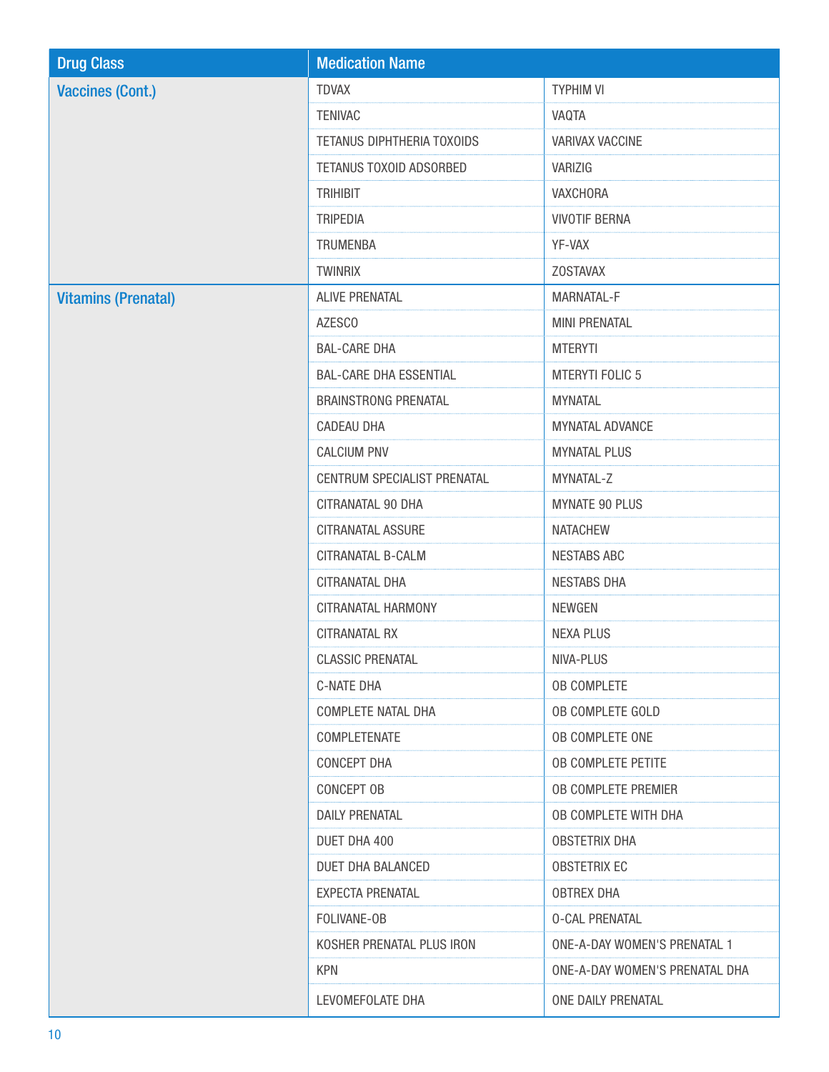| Drug Class | Medication Name | |
|---|---|---|
| Vaccines (Cont.) | TDVAX | TYPHIM VI |
| | TENIVAC | VAQTA |
| | TETANUS DIPHTHERIA TOXOIDS | VARIVAX VACCINE |
| | TETANUS TOXOID ADSORBED | VARIZIG |
| | TRIHIBIT | VAXCHORA |
| | TRIPEDIA | VIVOTIF BERNA |
| | TRUMENBA | YF-VAX |
| | TWINRIX | ZOSTAVAX |
| Vitamins (Prenatal) | ALIVE PRENATAL | MARNATAL-F |
| | AZESCO | MINI PRENATAL |
| | BAL-CARE DHA | MTERYTI |
| | BAL-CARE DHA ESSENTIAL | MTERYTI FOLIC 5 |
| | BRAINSTRONG PRENATAL | MYNATAL |
| | CADEAU DHA | MYNATAL ADVANCE |
| | CALCIUM PNV | MYNATAL PLUS |
| | CENTRUM SPECIALIST PRENATAL | MYNATAL-Z |
| | CITRANATAL 90 DHA | MYNATE 90 PLUS |
| | CITRANATAL ASSURE | NATACHEW |
| | CITRANATAL B-CALM | NESTABS ABC |
| | CITRANATAL DHA | NESTABS DHA |
| | CITRANATAL HARMONY | NEWGEN |
| | CITRANATAL RX | NEXA PLUS |
| | CLASSIC PRENATAL | NIVA-PLUS |
| | C-NATE DHA | OB COMPLETE |
| | COMPLETE NATAL DHA | OB COMPLETE GOLD |
| | COMPLETENATE | OB COMPLETE ONE |
| | CONCEPT DHA | OB COMPLETE PETITE |
| | CONCEPT OB | OB COMPLETE PREMIER |
| | DAILY PRENATAL | OB COMPLETE WITH DHA |
| | DUET DHA 400 | OBSTETRIX DHA |
| | DUET DHA BALANCED | OBSTETRIX EC |
| | EXPECTA PRENATAL | OBTREX DHA |
| | FOLIVANE-OB | O-CAL PRENATAL |
| | KOSHER PRENATAL PLUS IRON | ONE-A-DAY WOMEN'S PRENATAL 1 |
| | KPN | ONE-A-DAY WOMEN'S PRENATAL DHA |
| | LEVOMEFOLATE DHA | ONE DAILY PRENATAL |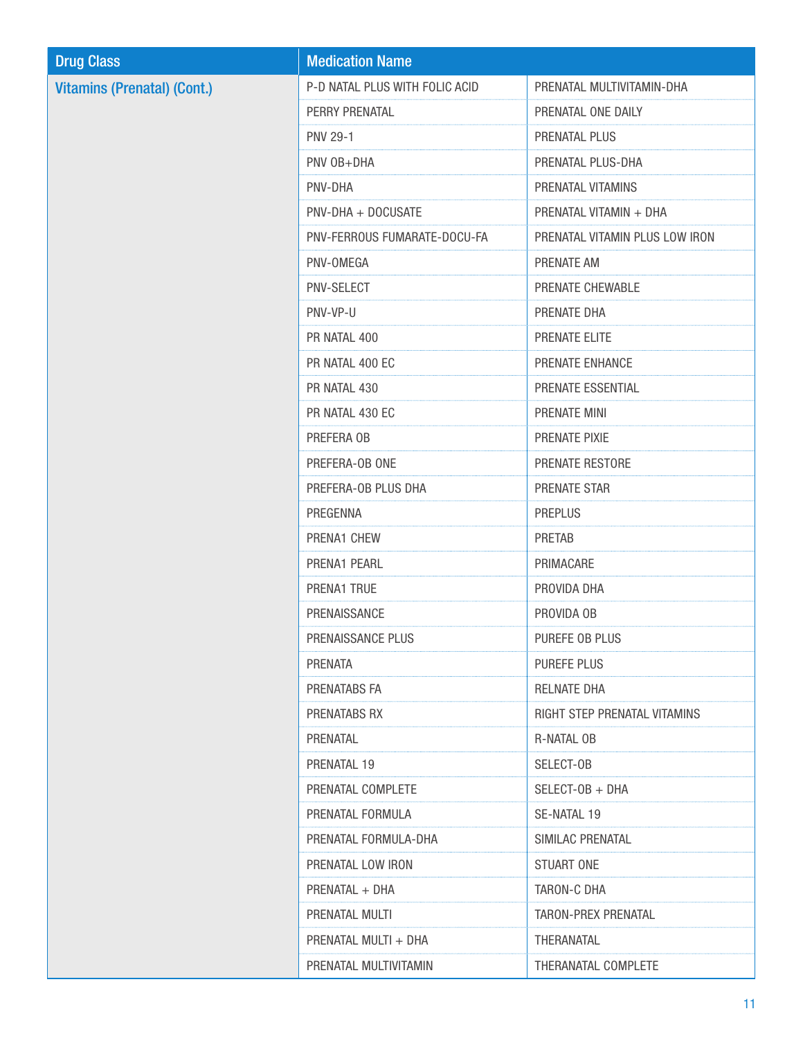| Drug Class | Medication Name | |
|---|---|---|
| Vitamins (Prenatal) (Cont.) | P-D NATAL PLUS WITH FOLIC ACID | PRENATAL MULTIVITAMIN-DHA |
| | PERRY PRENATAL | PRENATAL ONE DAILY |
| | PNV 29-1 | PRENATAL PLUS |
| | PNV OB+DHA | PRENATAL PLUS-DHA |
| | PNV-DHA | PRENATAL VITAMINS |
| | PNV-DHA + DOCUSATE | PRENATAL VITAMIN + DHA |
| | PNV-FERROUS FUMARATE-DOCU-FA | PRENATAL VITAMIN PLUS LOW IRON |
| | PNV-OMEGA | PRENATE AM |
| | PNV-SELECT | PRENATE CHEWABLE |
| | PNV-VP-U | PRENATE DHA |
| | PR NATAL 400 | PRENATE ELITE |
| | PR NATAL 400 EC | PRENATE ENHANCE |
| | PR NATAL 430 | PRENATE ESSENTIAL |
| | PR NATAL 430 EC | PRENATE MINI |
| | PREFERA OB | PRENATE PIXIE |
| | PREFERA-OB ONE | PRENATE RESTORE |
| | PREFERA-OB PLUS DHA | PRENATE STAR |
| | PREGENNA | PREPLUS |
| | PRENA1 CHEW | PRETAB |
| | PRENA1 PEARL | PRIMACARE |
| | PRENA1 TRUE | PROVIDA DHA |
| | PRENAISSANCE | PROVIDA OB |
| | PRENAISSANCE PLUS | PUREFE OB PLUS |
| | PRENATA | PUREFE PLUS |
| | PRENATABS FA | RELNATE DHA |
| | PRENATABS RX | RIGHT STEP PRENATAL VITAMINS |
| | PRENATAL | R-NATAL OB |
| | PRENATAL 19 | SELECT-OB |
| | PRENATAL COMPLETE | SELECT-OB + DHA |
| | PRENATAL FORMULA | SE-NATAL 19 |
| | PRENATAL FORMULA-DHA | SIMILAC PRENATAL |
| | PRENATAL LOW IRON | STUART ONE |
| | PRENATAL + DHA | TARON-C DHA |
| | PRENATAL MULTI | TARON-PREX PRENATAL |
| | PRENATAL MULTI + DHA | THERANATAL |
| | PRENATAL MULTIVITAMIN | THERANATAL COMPLETE |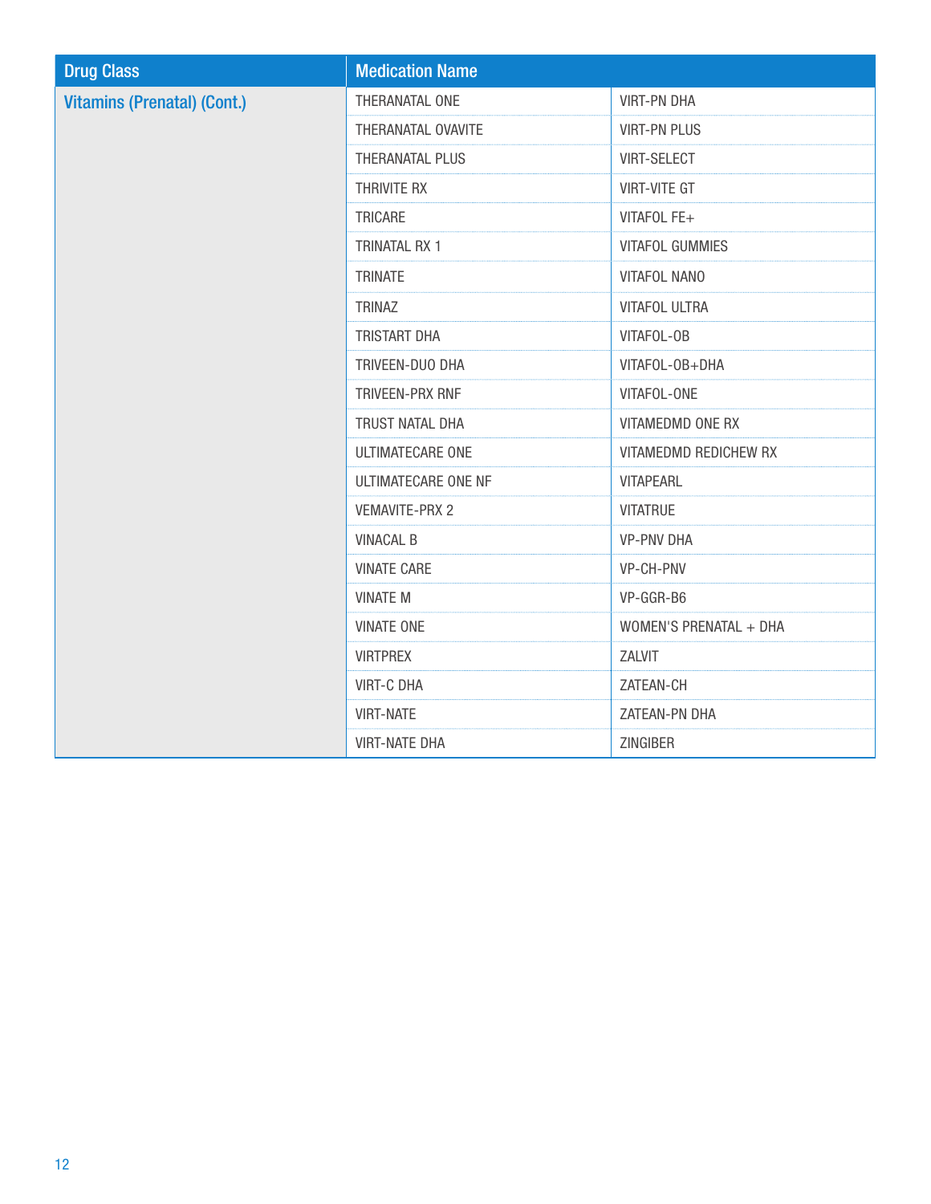| Drug Class | Medication Name | |
|---|---|---|
| Vitamins (Prenatal) (Cont.) | THERANATAL ONE | VIRT-PN DHA |
| | THERANATAL OVAVITE | VIRT-PN PLUS |
| | THERANATAL PLUS | VIRT-SELECT |
| | THRIVITE RX | VIRT-VITE GT |
| | TRICARE | VITAFOL FE+ |
| | TRINATAL RX 1 | VITAFOL GUMMIES |
| | TRINATE | VITAFOL NANO |
| | TRINAZ | VITAFOL ULTRA |
| | TRISTART DHA | VITAFOL-OB |
| | TRIVEEN-DUO DHA | VITAFOL-OB+DHA |
| | TRIVEEN-PRX RNF | VITAFOL-ONE |
| | TRUST NATAL DHA | VITAMEDMD ONE RX |
| | ULTIMATECARE ONE | VITAMEDMD REDICHEW RX |
| | ULTIMATECARE ONE NF | VITAPEARL |
| | VEMAVITE-PRX 2 | VITATRUE |
| | VINACAL B | VP-PNV DHA |
| | VINATE CARE | VP-CH-PNV |
| | VINATE M | VP-GGR-B6 |
| | VINATE ONE | WOMEN'S PRENATAL + DHA |
| | VIRTPREX | ZALVIT |
| | VIRT-C DHA | ZATEAN-CH |
| | VIRT-NATE | ZATEAN-PN DHA |
| | VIRT-NATE DHA | ZINGIBER |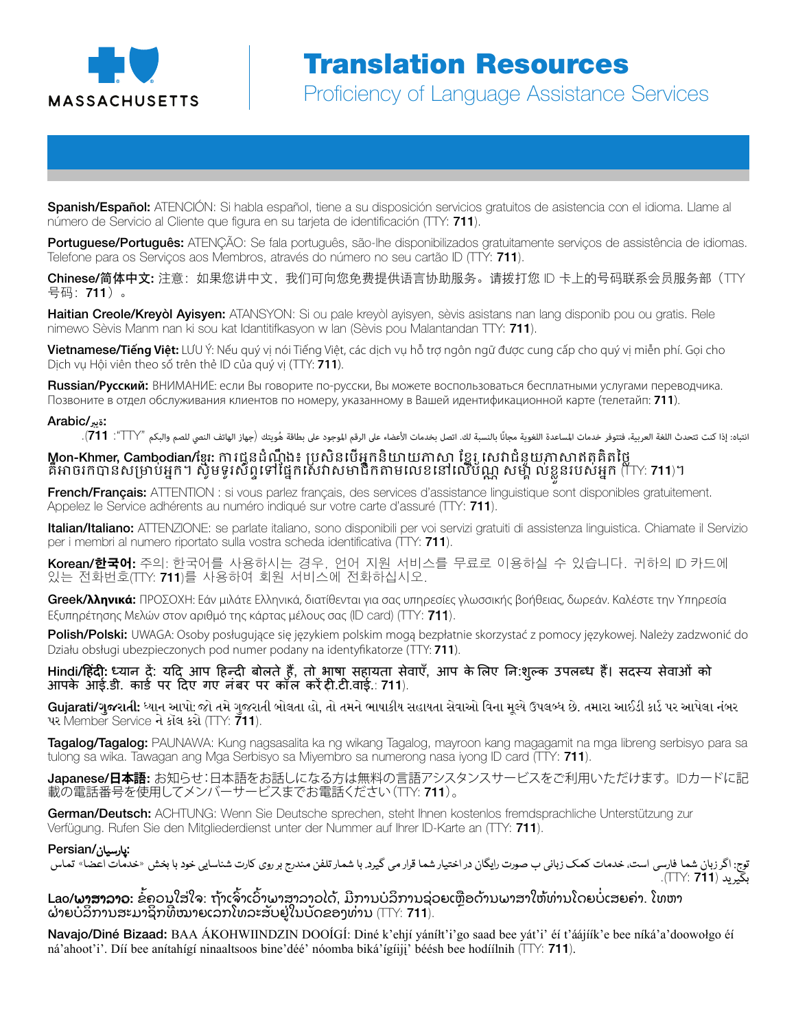MASSACHUSETTS

# Translation Resources

## Proficiency of Language Assistance Services

**Spanish/Español:** ATENCIÓN: Si habla español, tiene a su disposición servicios gratuitos de asistencia con el idioma. Llame al número de Servicio al Cliente que figura en su tarjeta de identificación (TTY: **711**).

**Portuguese/Português:** ATENÇÃO: Se fala português, são-lhe disponibilizados gratuitamente serviços de assistência de idiomas. Telefone para os Serviços aos Membros, através do número no seu cartão ID (TTY: **711**).

**Chinese/简体中文:** 注意：如果您讲中文，我们可向您免费提供语言协助服务。请拨打您 ID 卡上的号码联系会员服务部（TTY 号码：**711**）。

**Haitian Creole/Kreyòl Ayisyen:** ATANSYON: Si ou pale kreyòl ayisyen, sèvis asistans nan lang disponib pou ou gratis. Rele nimewo Sèvis Manm nan ki sou kat Idantitifkasyon w lan (Sèvis pou Malantandan TTY: **711**).

**Vietnamese/Tiếng Việt:** LƯU Ý: Nếu quý vị nói Tiếng Việt, các dịch vụ hỗ trợ ngôn ngữ được cung cấp cho quý vị miễn phí. Gọi cho Dịch vụ Hội viên theo số trên thẻ ID của quý vị (TTY: **711**).

**Russian/Русский:** ВНИМАНИЕ: если Вы говорите по-русски, Вы можете воспользоваться бесплатными услугами переводчика. Позвоните в отдел обслуживания клиентов по номеру, указанному в Вашей идентификационной карте (телетайп: **711**).

**Arabic/عربي:**

انتباه: إذا كنت تتحدث اللغة العربية، فتتوفر خدمات المساعدة اللغوية مجانًا بالنسبة لك. اتصل بخدمات الأعضاء على الرقم الموجود على بطاقة هُويتك (جهاز الهاتف النصي للصم والبكم "TTY": **711**).

**Mon-Khmer, Cambodian/ខ្មែរ:** ការជូនដំណឹង៖ ប្រសិនបើអ្នកនិយាយភាសា ខ្មែរ សេវាជំនួយភាសាឥតគិតថ្លៃ គឺអាចរកបានសម្រាប់អ្នក។ សូមទូរស័ព្ទទៅផ្នែកសេវាសមាជិកតាមលេខនៅលើប័ណ្ណ សម្គាល់ខ្លួនរបស់អ្នក (TTY: **711**)។

**French/Français:** ATTENTION : si vous parlez français, des services d'assistance linguistique sont disponibles gratuitement. Appelez le Service adhérents au numéro indiqué sur votre carte d'assuré (TTY: **711**).

**Italian/Italiano:** ATTENZIONE: se parlate italiano, sono disponibili per voi servizi gratuiti di assistenza linguistica. Chiamate il Servizio per i membri al numero riportato sulla vostra scheda identificativa (TTY: **711**).

**Korean/한국어:** 주의: 한국어를 사용하시는 경우, 언어 지원 서비스를 무료로 이용하실 수 있습니다. 귀하의 ID 카드에 있는 전화번호(TTY: **711**)를 사용하여 회원 서비스에 전화하십시오.

**Greek/Ελληνικά:** ΠΡΟΣΟΧΗ: Εάν μιλάτε Ελληνικά, διατίθενται για σας υπηρεσίες γλωσσικής βοήθειας, δωρεάν. Καλέστε την Υπηρεσία Εξυπηρέτησης Μελών στον αριθμό της κάρτας μέλους σας (ID card) (TTY: **711**).

**Polish/Polski:** UWAGA: Osoby posługujące się językiem polskim mogą bezpłatnie skorzystać z pomocy językowej. Należy zadzwonić do Działu obsługi ubezpieczonych pod numer podany na identyfikatorze (TTY: **711**).

**Hindi/हिंदी:** ध्यान दें: यदि आप हिन्दी बोलते हैं, तो भाषा सहायता सेवाएँ, आप के लिए नि:शुल्क उपलब्ध हैं। सदस्य सेवाओं को आपके आई.डी. कार्ड पर दिए गए नंबर पर कॉल करें टी.टी.वाई.: **711**).

**Gujarati/ગુજરાતી:** ધ્યાન આપો: જો તમે ગુજરાતી બોલતા હો, તો તમને ભાષાકીય સહાયતા સેવાઓ વિના મૂલ્યે ઉપલબ્ધ છે. તમારા આઈડી કાર્ડ પર આપેલા નંબર પર Member Service ને કૉલ કરો (TTY: **711**).

**Tagalog/Tagalog:** PAUNAWA: Kung nagsasalita ka ng wikang Tagalog, mayroon kang magagamit na mga libreng serbisyo para sa tulong sa wika. Tawagan ang Mga Serbisyo sa Miyembro sa numerong nasa iyong ID card (TTY: **711**).

**Japanese/日本語:** お知らせ：日本語をお話しになる方は無料の言語アシスタンスサービスをご利用いただけます。IDカードに記載の電話番号を使用してメンバーサービスまでお電話ください（TTY: **711**）。

**German/Deutsch:** ACHTUNG: Wenn Sie Deutsche sprechen, steht Ihnen kostenlos fremdsprachliche Unterstützung zur Verfügung. Rufen Sie den Mitgliederdienst unter der Nummer auf Ihrer ID-Karte an (TTY: **711**).

**Persian/پارسیان:**

توج: اگر زبان شما فارسی است، خدمات کمک زبانی ب صورت رایگان در اختیار شما قرار می گیرد. با شمار تلفن مندرج بر روی کارت شناسایی خود با بخش «خدمات اعضا» تماس بگیرید (TTY: **711**).

**Lao/ພາສາລາວ:** ຂໍ້ຄວນໃສ່ໃຈ: ຖ້າເຈົ້າເວົ້າພາສາລາວໄດ້, ມີການບໍລິການຊ່ວຍເຫຼືອດ້ານພາສາໃຫ້ທ່ານໂດຍບໍ່ເສຍຄ່າ. ໂທຫາ ຝ່າຍບໍລິການສະມາຊິກທີ່ໝາຍເລກໂທລະສັບຢູ່ໃນບັດຂອງທ່ານ (TTY: **711**).

**Navajo/Diné Bizaad:** BAA ÁKOHWIINDZIN DOOÍGÍ: Diné k'ehjí yáníłt'i'go saad bee yát'i' éí t'áájíík'e bee níká'a'doowołgo éí ná'ahoot'i'. Díí bee anítahígí ninaaltsoos bine'déé' nóomba biká'ígíiji' béésh bee hodíílnih (TTY: **711**).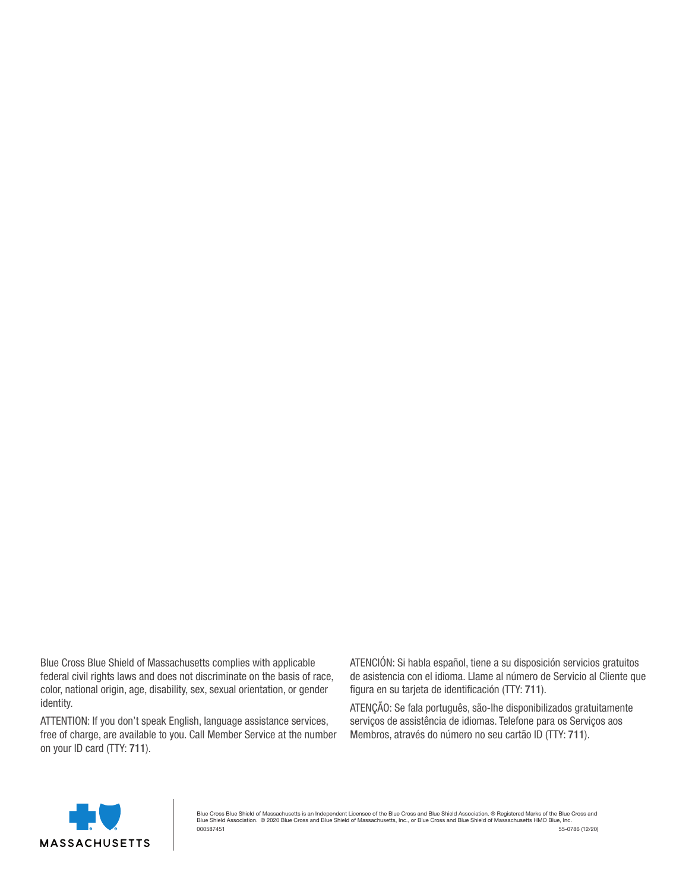Blue Cross Blue Shield of Massachusetts complies with applicable federal civil rights laws and does not discriminate on the basis of race, color, national origin, age, disability, sex, sexual orientation, or gender identity.

ATTENTION: If you don't speak English, language assistance services, free of charge, are available to you. Call Member Service at the number on your ID card (TTY: **711**).

ATENCIÓN: Si habla español, tiene a su disposición servicios gratuitos de asistencia con el idioma. Llame al número de Servicio al Cliente que figura en su tarjeta de identificación (TTY: **711**).

ATENÇÃO: Se fala português, são-lhe disponibilizados gratuitamente serviços de assistência de idiomas. Telefone para os Serviços aos Membros, através do número no seu cartão ID (TTY: **711**).

MASSACHUSETTS

Blue Cross Blue Shield of Massachusetts is an Independent Licensee of the Blue Cross and Blue Shield Association. ® Registered Marks of the Blue Cross and Blue Shield Association. © 2020 Blue Cross and Blue Shield of Massachusetts, Inc., or Blue Cross and Blue Shield of Massachusetts HMO Blue, Inc.

000587451 55-0786 (12/20)